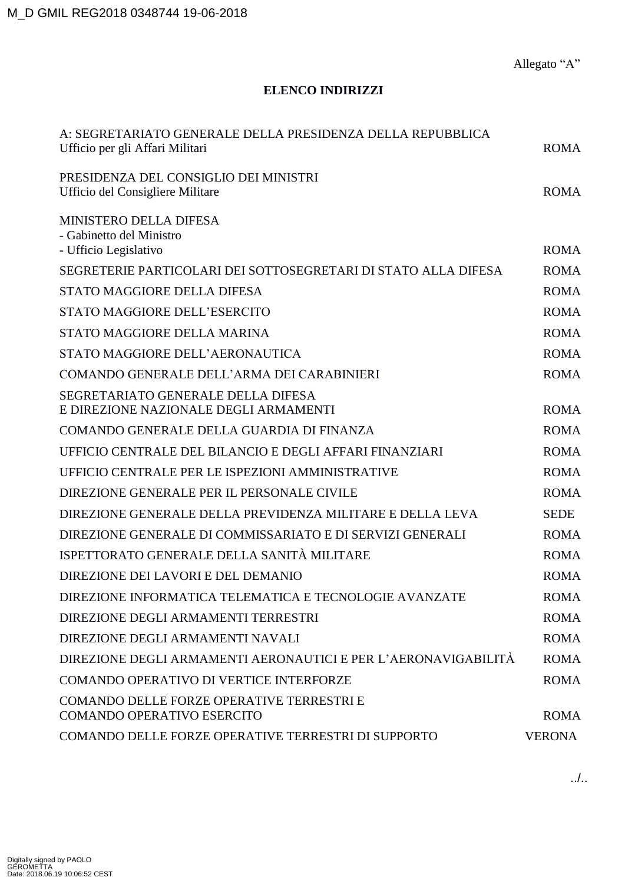M_D GMIL REG2018 0348744 19-06-2018

Allegato "A"

**ELENCO INDIRIZZI**

| | |
|---|---|
| A: SEGRETARIATO GENERALE DELLA PRESIDENZA DELLA REPUBBLICA<br>Ufficio per gli Affari Militari | ROMA |
| PRESIDENZA DEL CONSIGLIO DEI MINISTRI<br>Ufficio del Consigliere Militare | ROMA |
| MINISTERO DELLA DIFESA<br>- Gabinetto del Ministro<br>- Ufficio Legislativo | ROMA |
| SEGRETERIE PARTICOLARI DEI SOTTOSEGRETARI DI STATO ALLA DIFESA | ROMA |
| STATO MAGGIORE DELLA DIFESA | ROMA |
| STATO MAGGIORE DELL'ESERCITO | ROMA |
| STATO MAGGIORE DELLA MARINA | ROMA |
| STATO MAGGIORE DELL'AERONAUTICA | ROMA |
| COMANDO GENERALE DELL'ARMA DEI CARABINIERI | ROMA |
| SEGRETARIATO GENERALE DELLA DIFESA<br>E DIREZIONE NAZIONALE DEGLI ARMAMENTI | ROMA |
| COMANDO GENERALE DELLA GUARDIA DI FINANZA | ROMA |
| UFFICIO CENTRALE DEL BILANCIO E DEGLI AFFARI FINANZIARI | ROMA |
| UFFICIO CENTRALE PER LE ISPEZIONI AMMINISTRATIVE | ROMA |
| DIREZIONE GENERALE PER IL PERSONALE CIVILE | ROMA |
| DIREZIONE GENERALE DELLA PREVIDENZA MILITARE E DELLA LEVA | SEDE |
| DIREZIONE GENERALE DI COMMISSARIATO E DI SERVIZI GENERALI | ROMA |
| ISPETTORATO GENERALE DELLA SANITÀ MILITARE | ROMA |
| DIREZIONE DEI LAVORI E DEL DEMANIO | ROMA |
| DIREZIONE INFORMATICA TELEMATICA E TECNOLOGIE AVANZATE | ROMA |
| DIREZIONE DEGLI ARMAMENTI TERRESTRI | ROMA |
| DIREZIONE DEGLI ARMAMENTI NAVALI | ROMA |
| DIREZIONE DEGLI ARMAMENTI AERONAUTICI E PER L'AERONAVIGABILITÀ | ROMA |
| COMANDO OPERATIVO DI VERTICE INTERFORZE | ROMA |
| COMANDO DELLE FORZE OPERATIVE TERRESTRI E<br>COMANDO OPERATIVO ESERCITO | ROMA |
| COMANDO DELLE FORZE OPERATIVE TERRESTRI DI SUPPORTO | VERONA |

../..

Digitally signed by PAOLO GEROMETTA
Date: 2018.06.19 10:06:52 CEST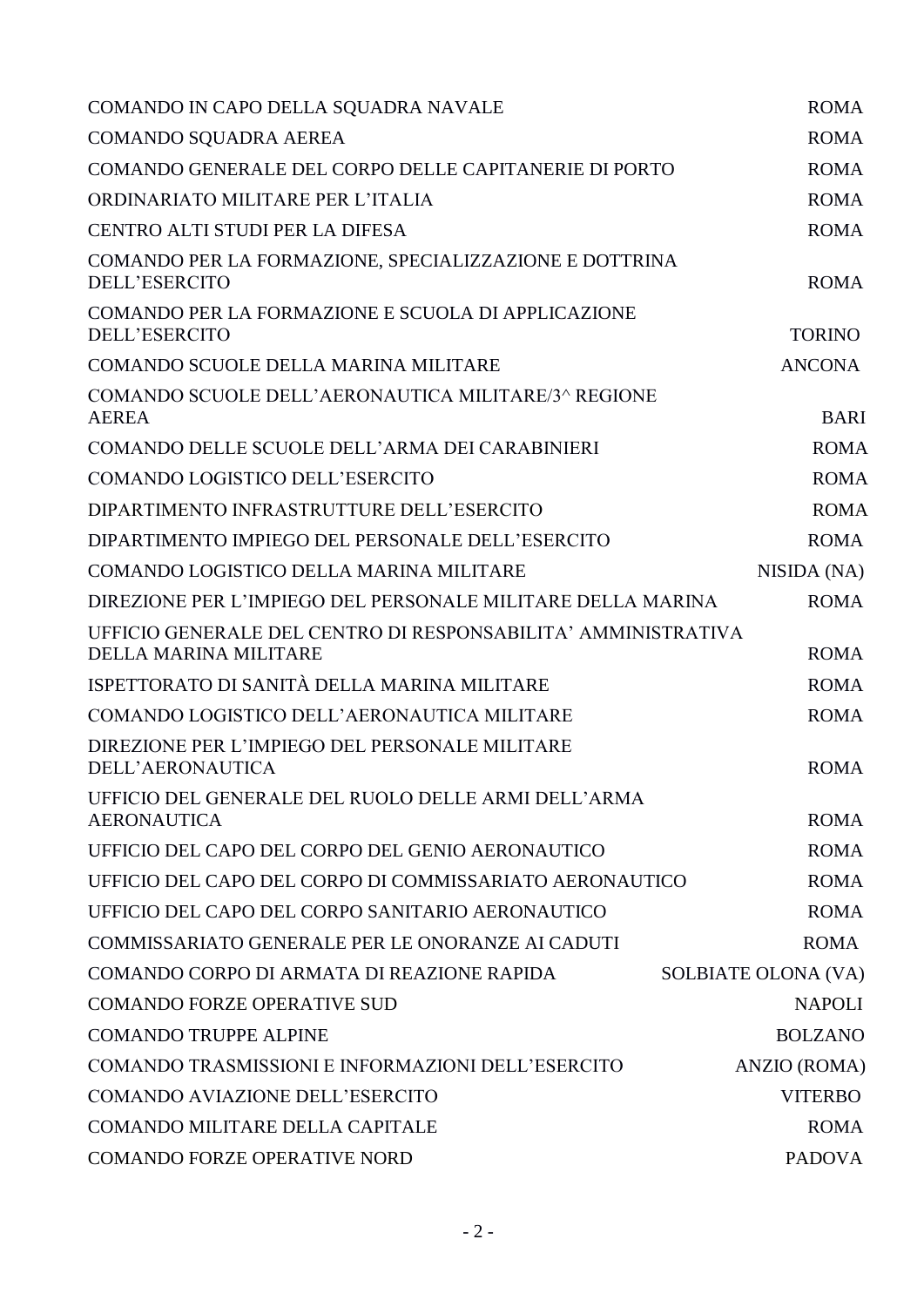| | |
|---|---|
| COMANDO IN CAPO DELLA SQUADRA NAVALE | ROMA |
| COMANDO SQUADRA AEREA | ROMA |
| COMANDO GENERALE DEL CORPO DELLE CAPITANERIE DI PORTO | ROMA |
| ORDINARIATO MILITARE PER L'ITALIA | ROMA |
| CENTRO ALTI STUDI PER LA DIFESA | ROMA |
| COMANDO PER LA FORMAZIONE, SPECIALIZZAZIONE E DOTTRINA DELL'ESERCITO | ROMA |
| COMANDO PER LA FORMAZIONE E SCUOLA DI APPLICAZIONE DELL'ESERCITO | TORINO |
| COMANDO SCUOLE DELLA MARINA MILITARE | ANCONA |
| COMANDO SCUOLE DELL'AERONAUTICA MILITARE/3^ REGIONE AEREA | BARI |
| COMANDO DELLE SCUOLE DELL'ARMA DEI CARABINIERI | ROMA |
| COMANDO LOGISTICO DELL'ESERCITO | ROMA |
| DIPARTIMENTO INFRASTRUTTURE DELL'ESERCITO | ROMA |
| DIPARTIMENTO IMPIEGO DEL PERSONALE DELL'ESERCITO | ROMA |
| COMANDO LOGISTICO DELLA MARINA MILITARE | NISIDA (NA) |
| DIREZIONE PER L'IMPIEGO DEL PERSONALE MILITARE DELLA MARINA | ROMA |
| UFFICIO GENERALE DEL CENTRO DI RESPONSABILITA' AMMINISTRATIVA DELLA MARINA MILITARE | ROMA |
| ISPETTORATO DI SANITÀ DELLA MARINA MILITARE | ROMA |
| COMANDO LOGISTICO DELL'AERONAUTICA MILITARE | ROMA |
| DIREZIONE PER L'IMPIEGO DEL PERSONALE MILITARE DELL'AERONAUTICA | ROMA |
| UFFICIO DEL GENERALE DEL RUOLO DELLE ARMI DELL'ARMA AERONAUTICA | ROMA |
| UFFICIO DEL CAPO DEL CORPO DEL GENIO AERONAUTICO | ROMA |
| UFFICIO DEL CAPO DEL CORPO DI COMMISSARIATO AERONAUTICO | ROMA |
| UFFICIO DEL CAPO DEL CORPO SANITARIO AERONAUTICO | ROMA |
| COMMISSARIATO GENERALE PER LE ONORANZE AI CADUTI | ROMA |
| COMANDO CORPO DI ARMATA DI REAZIONE RAPIDA | SOLBIATE OLONA (VA) |
| COMANDO FORZE OPERATIVE SUD | NAPOLI |
| COMANDO TRUPPE ALPINE | BOLZANO |
| COMANDO TRASMISSIONI E INFORMAZIONI DELL'ESERCITO | ANZIO (ROMA) |
| COMANDO AVIAZIONE DELL'ESERCITO | VITERBO |
| COMANDO MILITARE DELLA CAPITALE | ROMA |
| COMANDO FORZE OPERATIVE NORD | PADOVA |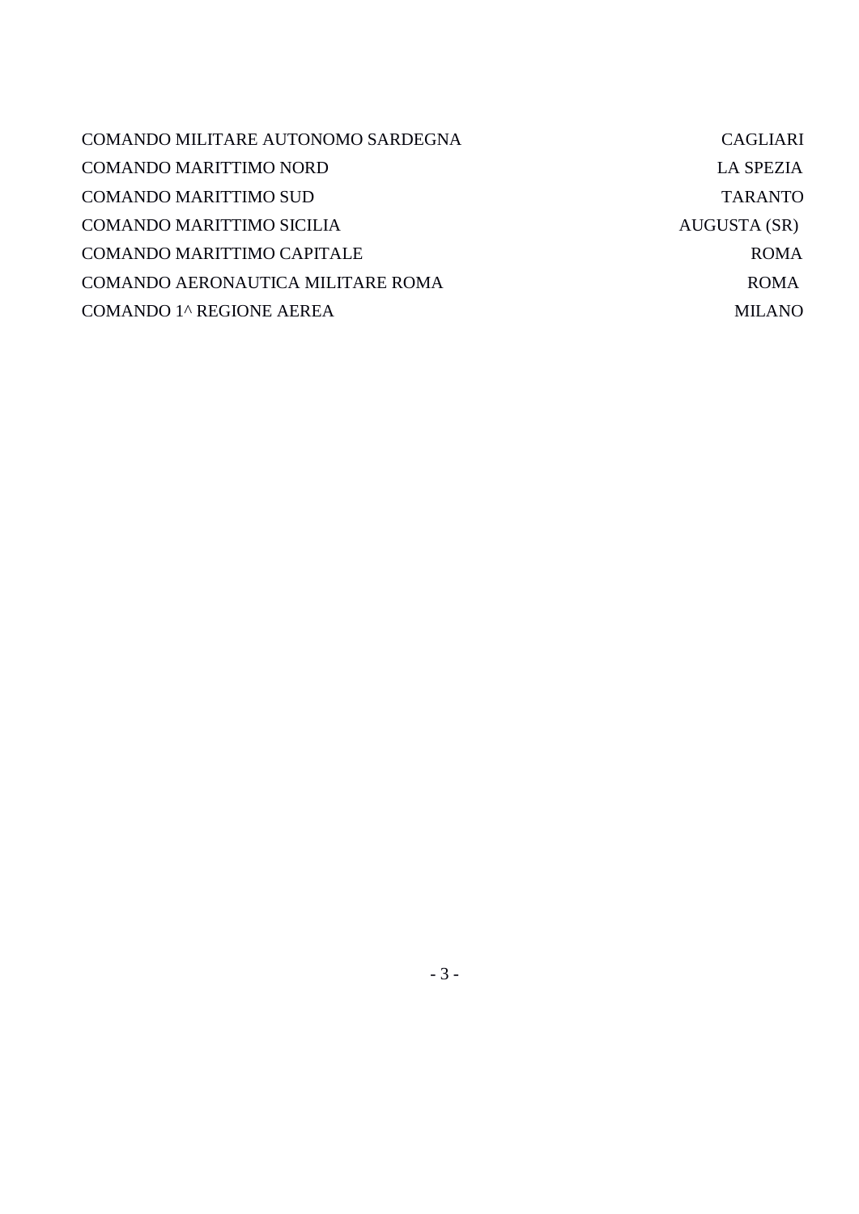| | |
|---|---|
| COMANDO MILITARE AUTONOMO SARDEGNA | CAGLIARI |
| COMANDO MARITTIMO NORD | LA SPEZIA |
| COMANDO MARITTIMO SUD | TARANTO |
| COMANDO MARITTIMO SICILIA | AUGUSTA (SR) |
| COMANDO MARITTIMO CAPITALE | ROMA |
| COMANDO AERONAUTICA MILITARE ROMA | ROMA |
| COMANDO 1^ REGIONE AEREA | MILANO |